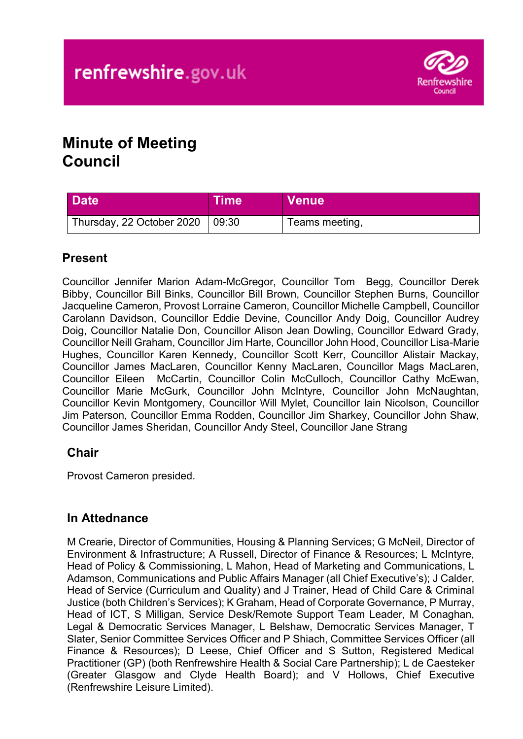# Minute of Meeting
# Council

| Date | Time | Venue |
| --- | --- | --- |
| Thursday, 22 October 2020 | 09:30 | Teams meeting, |

## Present

Councillor Jennifer Marion Adam-McGregor, Councillor Tom Begg, Councillor Derek Bibby, Councillor Bill Binks, Councillor Bill Brown, Councillor Stephen Burns, Councillor Jacqueline Cameron, Provost Lorraine Cameron, Councillor Michelle Campbell, Councillor Carolann Davidson, Councillor Eddie Devine, Councillor Andy Doig, Councillor Audrey Doig, Councillor Natalie Don, Councillor Alison Jean Dowling, Councillor Edward Grady, Councillor Neill Graham, Councillor Jim Harte, Councillor John Hood, Councillor Lisa-Marie Hughes, Councillor Karen Kennedy, Councillor Scott Kerr, Councillor Alistair Mackay, Councillor James MacLaren, Councillor Kenny MacLaren, Councillor Mags MacLaren, Councillor Eileen McCartin, Councillor Colin McCulloch, Councillor Cathy McEwan, Councillor Marie McGurk, Councillor John McIntyre, Councillor John McNaughtan, Councillor Kevin Montgomery, Councillor Will Mylet, Councillor Iain Nicolson, Councillor Jim Paterson, Councillor Emma Rodden, Councillor Jim Sharkey, Councillor John Shaw, Councillor James Sheridan, Councillor Andy Steel, Councillor Jane Strang

## Chair

Provost Cameron presided.

## In Attednance

M Crearie, Director of Communities, Housing & Planning Services; G McNeil, Director of Environment & Infrastructure; A Russell, Director of Finance & Resources; L McIntyre, Head of Policy & Commissioning, L Mahon, Head of Marketing and Communications, L Adamson, Communications and Public Affairs Manager (all Chief Executive's); J Calder, Head of Service (Curriculum and Quality) and J Trainer, Head of Child Care & Criminal Justice (both Children's Services); K Graham, Head of Corporate Governance, P Murray, Head of ICT, S Milligan, Service Desk/Remote Support Team Leader, M Conaghan, Legal & Democratic Services Manager, L Belshaw, Democratic Services Manager, T Slater, Senior Committee Services Officer and P Shiach, Committee Services Officer (all Finance & Resources); D Leese, Chief Officer and S Sutton, Registered Medical Practitioner (GP) (both Renfrewshire Health & Social Care Partnership); L de Caesteker (Greater Glasgow and Clyde Health Board); and V Hollows, Chief Executive (Renfrewshire Leisure Limited).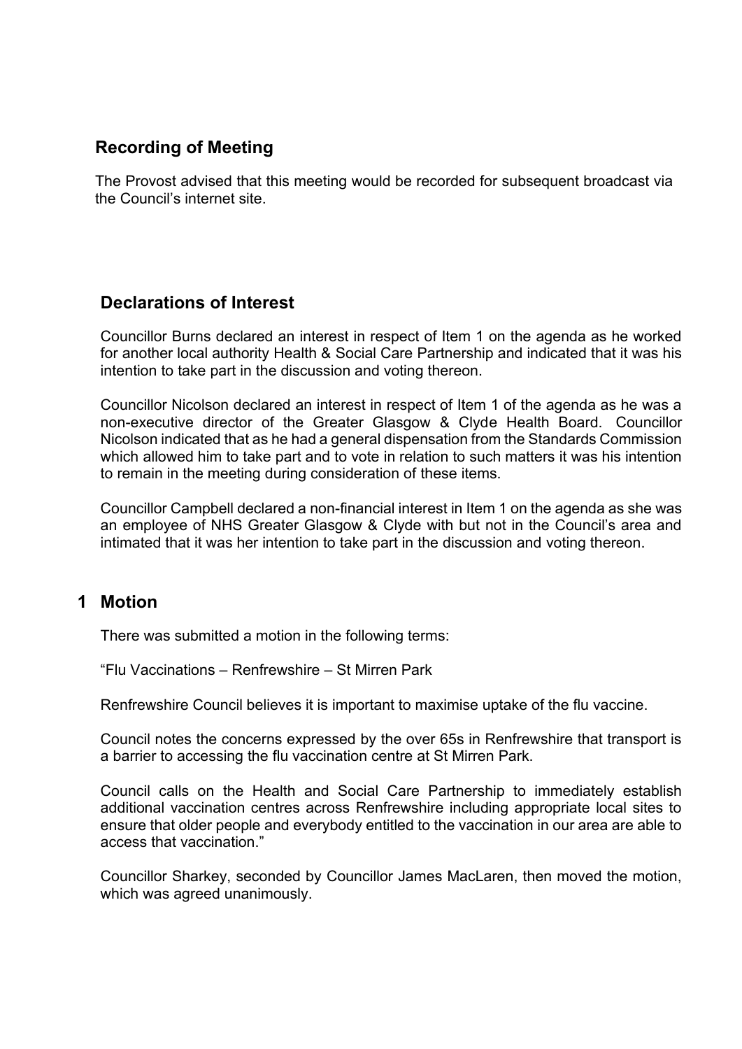## Recording of Meeting

The Provost advised that this meeting would be recorded for subsequent broadcast via the Council's internet site.

## Declarations of Interest

Councillor Burns declared an interest in respect of Item 1 on the agenda as he worked for another local authority Health & Social Care Partnership and indicated that it was his intention to take part in the discussion and voting thereon.

Councillor Nicolson declared an interest in respect of Item 1 of the agenda as he was a non-executive director of the Greater Glasgow & Clyde Health Board. Councillor Nicolson indicated that as he had a general dispensation from the Standards Commission which allowed him to take part and to vote in relation to such matters it was his intention to remain in the meeting during consideration of these items.

Councillor Campbell declared a non-financial interest in Item 1 on the agenda as she was an employee of NHS Greater Glasgow & Clyde with but not in the Council's area and intimated that it was her intention to take part in the discussion and voting thereon.

## 1 Motion

There was submitted a motion in the following terms:

"Flu Vaccinations – Renfrewshire – St Mirren Park

Renfrewshire Council believes it is important to maximise uptake of the flu vaccine.

Council notes the concerns expressed by the over 65s in Renfrewshire that transport is a barrier to accessing the flu vaccination centre at St Mirren Park.

Council calls on the Health and Social Care Partnership to immediately establish additional vaccination centres across Renfrewshire including appropriate local sites to ensure that older people and everybody entitled to the vaccination in our area are able to access that vaccination."

Councillor Sharkey, seconded by Councillor James MacLaren, then moved the motion, which was agreed unanimously.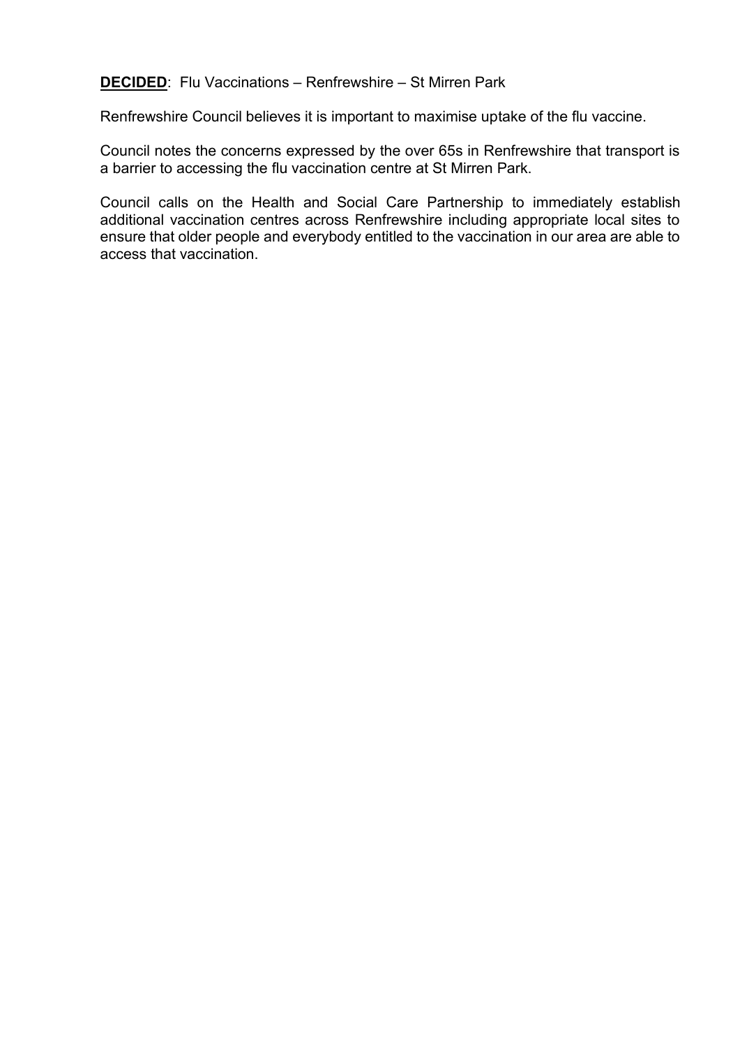**<u>DECIDED</u>**: Flu Vaccinations – Renfrewshire – St Mirren Park

Renfrewshire Council believes it is important to maximise uptake of the flu vaccine.

Council notes the concerns expressed by the over 65s in Renfrewshire that transport is a barrier to accessing the flu vaccination centre at St Mirren Park.

Council calls on the Health and Social Care Partnership to immediately establish additional vaccination centres across Renfrewshire including appropriate local sites to ensure that older people and everybody entitled to the vaccination in our area are able to access that vaccination.